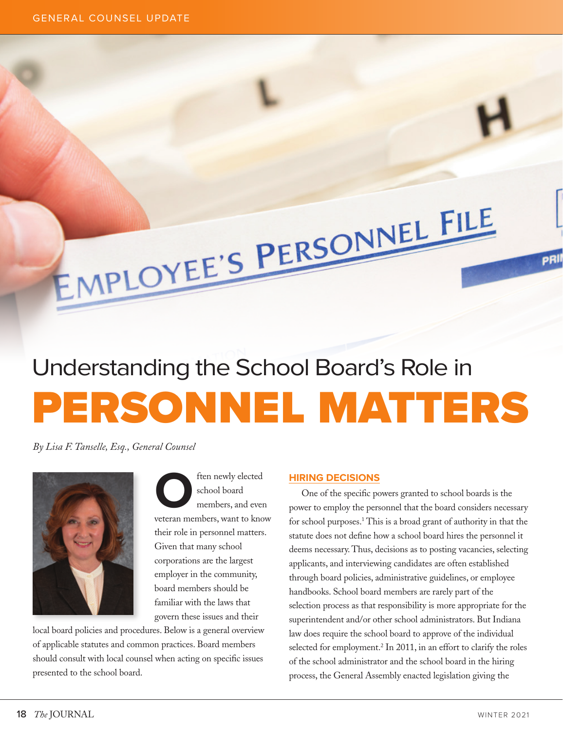# Understanding the School Board's Role in PERSONNEL MATTERS

*By Lisa F. Tanselle, Esq., General Counsel*

Often newly elected school board members, and even veteran members, want to know their role in personnel matters. Given that many school corporations are the largest employer in the community, board members should be familiar with the laws that govern these issues and their local board policies and procedures. Below is a general overview of applicable statutes and common practices. Board members should consult with local counsel when acting on specific issues presented to the school board.

## HIRING DECISIONS

One of the specific powers granted to school boards is the power to employ the personnel that the board considers necessary for school purposes.[1] This is a broad grant of authority in that the statute does not define how a school board hires the personnel it deems necessary. Thus, decisions as to posting vacancies, selecting applicants, and interviewing candidates are often established through board policies, administrative guidelines, or employee handbooks. School board members are rarely part of the selection process as that responsibility is more appropriate for the superintendent and/or other school administrators. But Indiana law does require the school board to approve of the individual selected for employment.[2] In 2011, in an effort to clarify the roles of the school administrator and the school board in the hiring process, the General Assembly enacted legislation giving the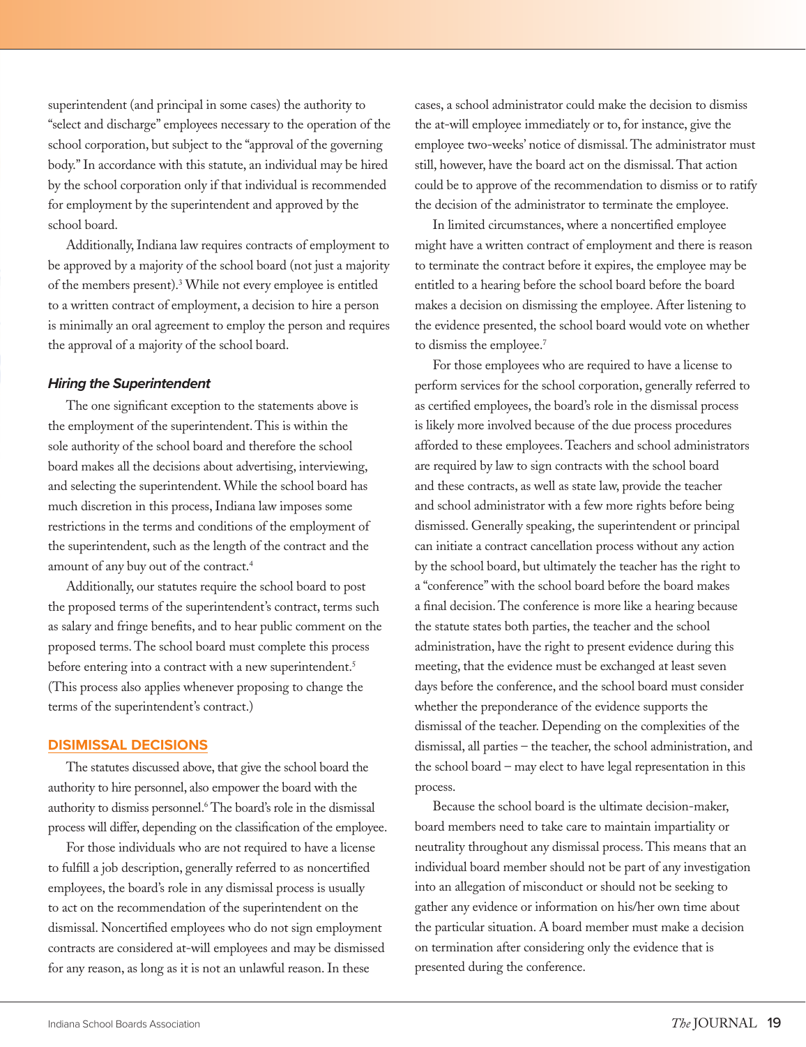superintendent (and principal in some cases) the authority to "select and discharge" employees necessary to the operation of the school corporation, but subject to the "approval of the governing body." In accordance with this statute, an individual may be hired by the school corporation only if that individual is recommended for employment by the superintendent and approved by the school board.

Additionally, Indiana law requires contracts of employment to be approved by a majority of the school board (not just a majority of the members present).[3] While not every employee is entitled to a written contract of employment, a decision to hire a person is minimally an oral agreement to employ the person and requires the approval of a majority of the school board.

### *Hiring the Superintendent*

The one significant exception to the statements above is the employment of the superintendent. This is within the sole authority of the school board and therefore the school board makes all the decisions about advertising, interviewing, and selecting the superintendent. While the school board has much discretion in this process, Indiana law imposes some restrictions in the terms and conditions of the employment of the superintendent, such as the length of the contract and the amount of any buy out of the contract.[4]

Additionally, our statutes require the school board to post the proposed terms of the superintendent's contract, terms such as salary and fringe benefits, and to hear public comment on the proposed terms. The school board must complete this process before entering into a contract with a new superintendent.[5] (This process also applies whenever proposing to change the terms of the superintendent's contract.)

## DISIMISSAL DECISIONS

The statutes discussed above, that give the school board the authority to hire personnel, also empower the board with the authority to dismiss personnel.[6] The board's role in the dismissal process will differ, depending on the classification of the employee.

For those individuals who are not required to have a license to fulfill a job description, generally referred to as noncertified employees, the board's role in any dismissal process is usually to act on the recommendation of the superintendent on the dismissal. Noncertified employees who do not sign employment contracts are considered at-will employees and may be dismissed for any reason, as long as it is not an unlawful reason. In these cases, a school administrator could make the decision to dismiss the at-will employee immediately or to, for instance, give the employee two-weeks' notice of dismissal. The administrator must still, however, have the board act on the dismissal. That action could be to approve of the recommendation to dismiss or to ratify the decision of the administrator to terminate the employee.

In limited circumstances, where a noncertified employee might have a written contract of employment and there is reason to terminate the contract before it expires, the employee may be entitled to a hearing before the school board before the board makes a decision on dismissing the employee. After listening to the evidence presented, the school board would vote on whether to dismiss the employee.[7]

For those employees who are required to have a license to perform services for the school corporation, generally referred to as certified employees, the board's role in the dismissal process is likely more involved because of the due process procedures afforded to these employees. Teachers and school administrators are required by law to sign contracts with the school board and these contracts, as well as state law, provide the teacher and school administrator with a few more rights before being dismissed. Generally speaking, the superintendent or principal can initiate a contract cancellation process without any action by the school board, but ultimately the teacher has the right to a "conference" with the school board before the board makes a final decision. The conference is more like a hearing because the statute states both parties, the teacher and the school administration, have the right to present evidence during this meeting, that the evidence must be exchanged at least seven days before the conference, and the school board must consider whether the preponderance of the evidence supports the dismissal of the teacher. Depending on the complexities of the dismissal, all parties – the teacher, the school administration, and the school board – may elect to have legal representation in this process.

Because the school board is the ultimate decision-maker, board members need to take care to maintain impartiality or neutrality throughout any dismissal process. This means that an individual board member should not be part of any investigation into an allegation of misconduct or should not be seeking to gather any evidence or information on his/her own time about the particular situation. A board member must make a decision on termination after considering only the evidence that is presented during the conference.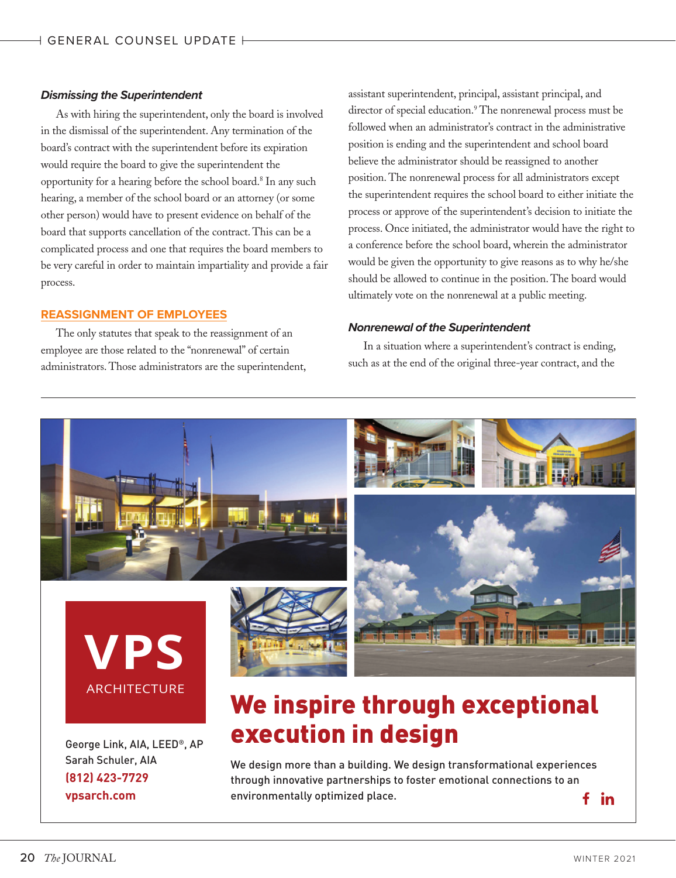### *Dismissing the Superintendent*

As with hiring the superintendent, only the board is involved in the dismissal of the superintendent. Any termination of the board's contract with the superintendent before its expiration would require the board to give the superintendent the opportunity for a hearing before the school board.[8] In any such hearing, a member of the school board or an attorney (or some other person) would have to present evidence on behalf of the board that supports cancellation of the contract. This can be a complicated process and one that requires the board members to be very careful in order to maintain impartiality and provide a fair process.

## REASSIGNMENT OF EMPLOYEES

The only statutes that speak to the reassignment of an employee are those related to the "nonrenewal" of certain administrators. Those administrators are the superintendent, assistant superintendent, principal, assistant principal, and director of special education.[9] The nonrenewal process must be followed when an administrator's contract in the administrative position is ending and the superintendent and school board believe the administrator should be reassigned to another position. The nonrenewal process for all administrators except the superintendent requires the school board to either initiate the process or approve of the superintendent's decision to initiate the process. Once initiated, the administrator would have the right to a conference before the school board, wherein the administrator would be given the opportunity to give reasons as to why he/she should be allowed to continue in the position. The board would ultimately vote on the nonrenewal at a public meeting.

### *Nonrenewal of the Superintendent*

In a situation where a superintendent's contract is ending, such as at the end of the original three-year contract, and the

---

**VPS ARCHITECTURE**

George Link, AIA, LEED®, AP
Sarah Schuler, AIA
(812) 423-7729
vpsarch.com

**We inspire through exceptional execution in design**

We design more than a building. We design transformational experiences through innovative partnerships to foster emotional connections to an environmentally optimized place.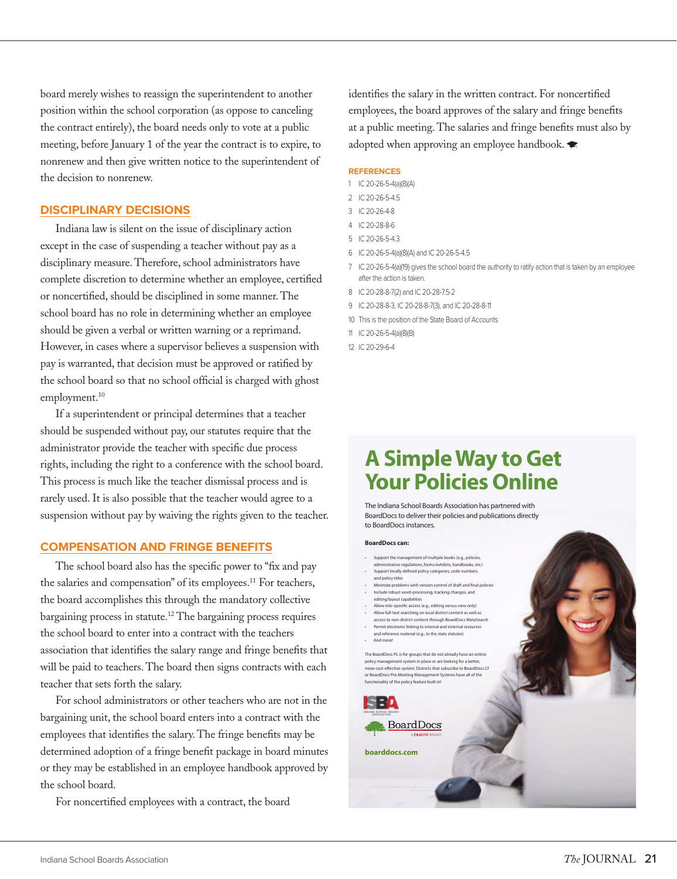board merely wishes to reassign the superintendent to another position within the school corporation (as oppose to canceling the contract entirely), the board needs only to vote at a public meeting, before January 1 of the year the contract is to expire, to nonrenew and then give written notice to the superintendent of the decision to nonrenew.

## DISCIPLINARY DECISIONS

Indiana law is silent on the issue of disciplinary action except in the case of suspending a teacher without pay as a disciplinary measure. Therefore, school administrators have complete discretion to determine whether an employee, certified or noncertified, should be disciplined in some manner. The school board has no role in determining whether an employee should be given a verbal or written warning or a reprimand. However, in cases where a supervisor believes a suspension with pay is warranted, that decision must be approved or ratified by the school board so that no school official is charged with ghost employment.[10]

If a superintendent or principal determines that a teacher should be suspended without pay, our statutes require that the administrator provide the teacher with specific due process rights, including the right to a conference with the school board. This process is much like the teacher dismissal process and is rarely used. It is also possible that the teacher would agree to a suspension without pay by waiving the rights given to the teacher.

## COMPENSATION AND FRINGE BENEFITS

The school board also has the specific power to "fix and pay the salaries and compensation" of its employees.[11] For teachers, the board accomplishes this through the mandatory collective bargaining process in statute.[12] The bargaining process requires the school board to enter into a contract with the teachers association that identifies the salary range and fringe benefits that will be paid to teachers. The board then signs contracts with each teacher that sets forth the salary.

For school administrators or other teachers who are not in the bargaining unit, the school board enters into a contract with the employees that identifies the salary. The fringe benefits may be determined adoption of a fringe benefit package in board minutes or they may be established in an employee handbook approved by the school board.

For noncertified employees with a contract, the board identifies the salary in the written contract. For noncertified employees, the board approves of the salary and fringe benefits at a public meeting. The salaries and fringe benefits must also by adopted when approving an employee handbook.

### REFERENCES

1. IC 20-26-5-4(a)(8)(A)
2. IC 20-26-5-4.5
3. IC 20-26-4-8
4. IC 20-28-8-6
5. IC 20-26-5-4.3
6. IC 20-26-5-4(a)(8)(A) and IC 20-26-5-4.5
7. IC 20-26-5-4(a)(19) gives the school board the authority to ratify action that is taken by an employee after the action is taken.
8. IC 20-28-8-7(2) and IC 20-28-7.5-2
9. IC 20-28-8-3, IC 20-28-8-7(3), and IC 20-28-8-11
10. This is the position of the State Board of Accounts
11. IC 20-26-5-4(a)(8)(B)
12. IC 20-29-6-4

# A Simple Way to Get Your Policies Online

The Indiana School Boards Association has partnered with BoardDocs to deliver their policies and publications directly to BoardDocs instances.

**BoardDocs can:**

- Support the management of multiple books (e.g., policies, administrative regulations, forms/exhibits, handbooks, etc.)
- Support locally defined policy categories, code numbers, and policy titles
- Minimize problems with version control of draft and final policies
- Include robust word-processing, tracking changes, and editing/layout capabilities
- Allow role-specific access (e.g., editing versus view only)
- Allow full-text searching on local district content as well as access to non-district content through BoardDocs MetaSearch
- Permit electronic linking to internal and external resources and reference material (e.g., to the state statutes)
- And more!

The BoardDocs PL is for groups that do not already have an online policy management system in place or are looking for a better, more cost-effective system. Districts that subscribe to BoardDocs LT or BoardDocs Pro Meeting Management Systems have all of the functionality of the policy feature built in!

ISBA

BoardDocs — A DILIGENT BRAND

boarddocs.com